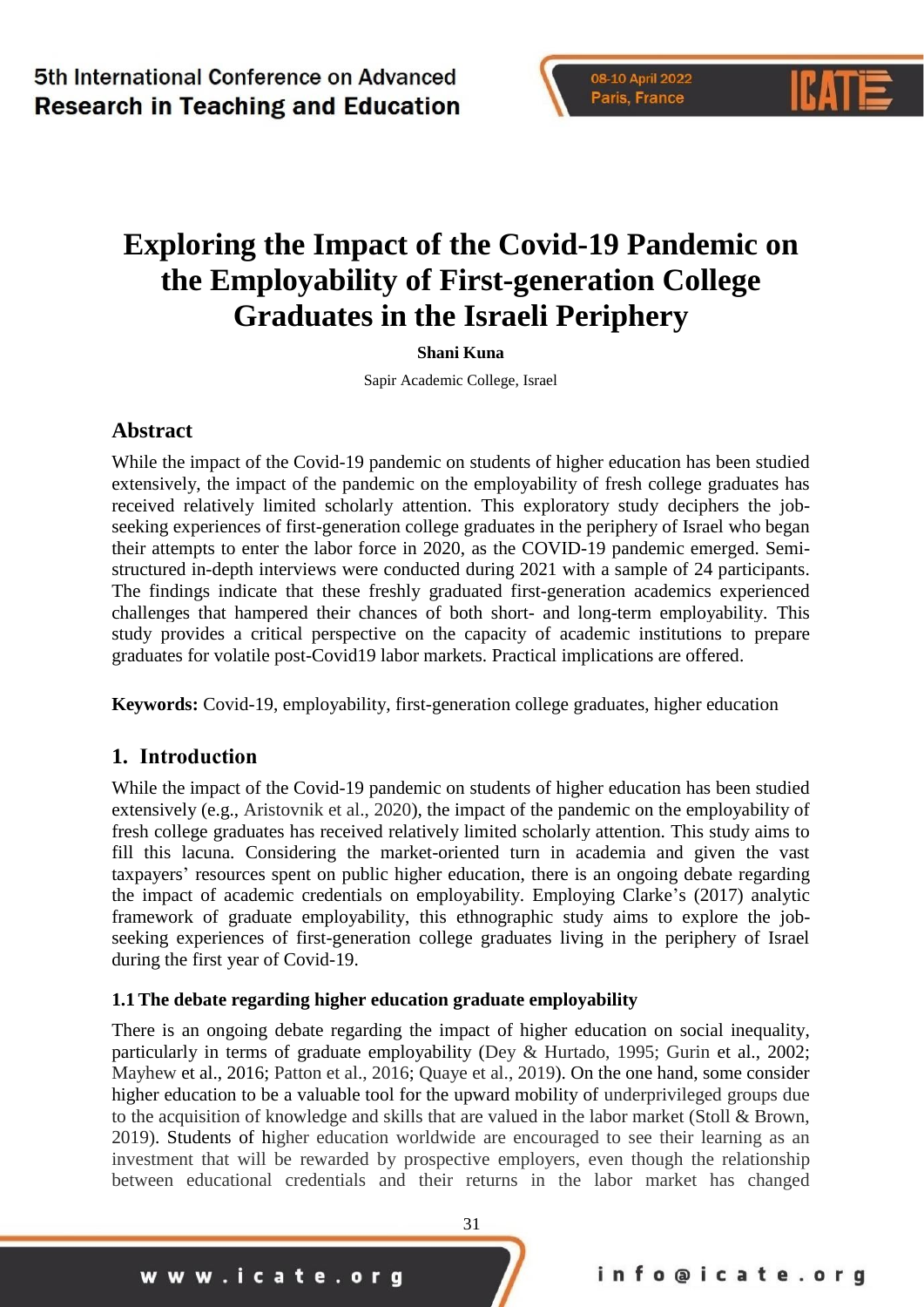# Exploring the Impact of the Covid-19 Pandemic on the Employability of First-generation College Graduates in the Israeli Periphery

**Shani Kuna**

Sapir Academic College, Israel

## Abstract

While the impact of the Covid-19 pandemic on students of higher education has been studied extensively, the impact of the pandemic on the employability of fresh college graduates has received relatively limited scholarly attention. This exploratory study deciphers the job-seeking experiences of first-generation college graduates in the periphery of Israel who began their attempts to enter the labor force in 2020, as the COVID-19 pandemic emerged. Semi-structured in-depth interviews were conducted during 2021 with a sample of 24 participants. The findings indicate that these freshly graduated first-generation academics experienced challenges that hampered their chances of both short- and long-term employability. This study provides a critical perspective on the capacity of academic institutions to prepare graduates for volatile post-Covid19 labor markets. Practical implications are offered.

**Keywords:** Covid-19, employability, first-generation college graduates, higher education

## 1. Introduction

While the impact of the Covid-19 pandemic on students of higher education has been studied extensively (e.g., Aristovnik et al., 2020), the impact of the pandemic on the employability of fresh college graduates has received relatively limited scholarly attention. This study aims to fill this lacuna. Considering the market-oriented turn in academia and given the vast taxpayers' resources spent on public higher education, there is an ongoing debate regarding the impact of academic credentials on employability. Employing Clarke's (2017) analytic framework of graduate employability, this ethnographic study aims to explore the job-seeking experiences of first-generation college graduates living in the periphery of Israel during the first year of Covid-19.

### 1.1 The debate regarding higher education graduate employability

There is an ongoing debate regarding the impact of higher education on social inequality, particularly in terms of graduate employability (Dey & Hurtado, 1995; Gurin et al., 2002; Mayhew et al., 2016; Patton et al., 2016; Quaye et al., 2019). On the one hand, some consider higher education to be a valuable tool for the upward mobility of underprivileged groups due to the acquisition of knowledge and skills that are valued in the labor market (Stoll & Brown, 2019). Students of higher education worldwide are encouraged to see their learning as an investment that will be rewarded by prospective employers, even though the relationship between educational credentials and their returns in the labor market has changed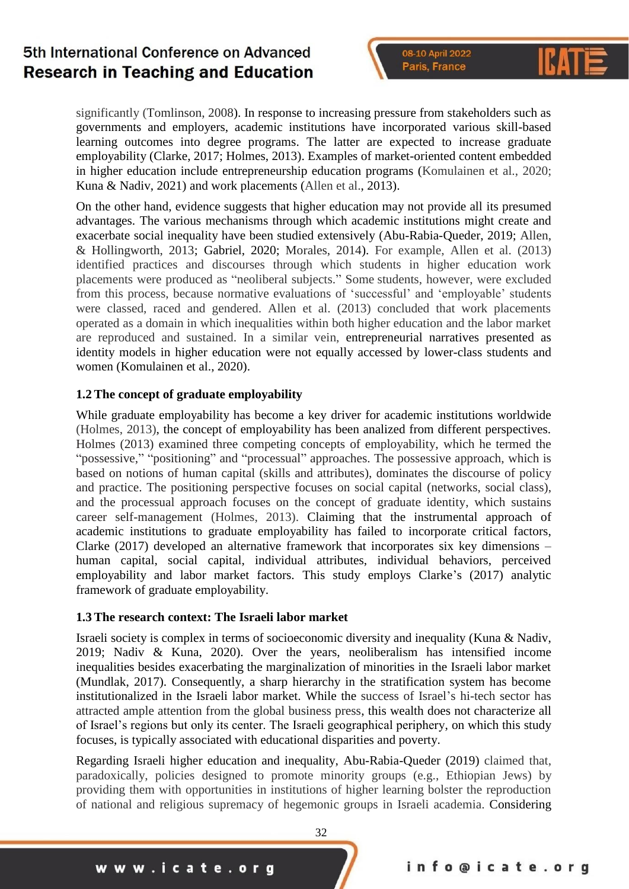significantly (Tomlinson, 2008). In response to increasing pressure from stakeholders such as governments and employers, academic institutions have incorporated various skill-based learning outcomes into degree programs. The latter are expected to increase graduate employability (Clarke, 2017; Holmes, 2013). Examples of market-oriented content embedded in higher education include entrepreneurship education programs (Komulainen et al., 2020; Kuna & Nadiv, 2021) and work placements (Allen et al., 2013).

On the other hand, evidence suggests that higher education may not provide all its presumed advantages. The various mechanisms through which academic institutions might create and exacerbate social inequality have been studied extensively (Abu-Rabia-Queder, 2019; Allen, & Hollingworth, 2013; Gabriel, 2020; Morales, 2014). For example, Allen et al. (2013) identified practices and discourses through which students in higher education work placements were produced as "neoliberal subjects." Some students, however, were excluded from this process, because normative evaluations of 'successful' and 'employable' students were classed, raced and gendered. Allen et al. (2013) concluded that work placements operated as a domain in which inequalities within both higher education and the labor market are reproduced and sustained. In a similar vein, entrepreneurial narratives presented as identity models in higher education were not equally accessed by lower-class students and women (Komulainen et al., 2020).

### 1.2 The concept of graduate employability

While graduate employability has become a key driver for academic institutions worldwide (Holmes, 2013), the concept of employability has been analized from different perspectives. Holmes (2013) examined three competing concepts of employability, which he termed the "possessive," "positioning" and "processual" approaches. The possessive approach, which is based on notions of human capital (skills and attributes), dominates the discourse of policy and practice. The positioning perspective focuses on social capital (networks, social class), and the processual approach focuses on the concept of graduate identity, which sustains career self-management (Holmes, 2013). Claiming that the instrumental approach of academic institutions to graduate employability has failed to incorporate critical factors, Clarke (2017) developed an alternative framework that incorporates six key dimensions – human capital, social capital, individual attributes, individual behaviors, perceived employability and labor market factors. This study employs Clarke's (2017) analytic framework of graduate employability.

### 1.3 The research context: The Israeli labor market

Israeli society is complex in terms of socioeconomic diversity and inequality (Kuna & Nadiv, 2019; Nadiv & Kuna, 2020). Over the years, neoliberalism has intensified income inequalities besides exacerbating the marginalization of minorities in the Israeli labor market (Mundlak, 2017). Consequently, a sharp hierarchy in the stratification system has become institutionalized in the Israeli labor market. While the success of Israel's hi-tech sector has attracted ample attention from the global business press, this wealth does not characterize all of Israel's regions but only its center. The Israeli geographical periphery, on which this study focuses, is typically associated with educational disparities and poverty.

Regarding Israeli higher education and inequality, Abu-Rabia-Queder (2019) claimed that, paradoxically, policies designed to promote minority groups (e.g., Ethiopian Jews) by providing them with opportunities in institutions of higher learning bolster the reproduction of national and religious supremacy of hegemonic groups in Israeli academia. Considering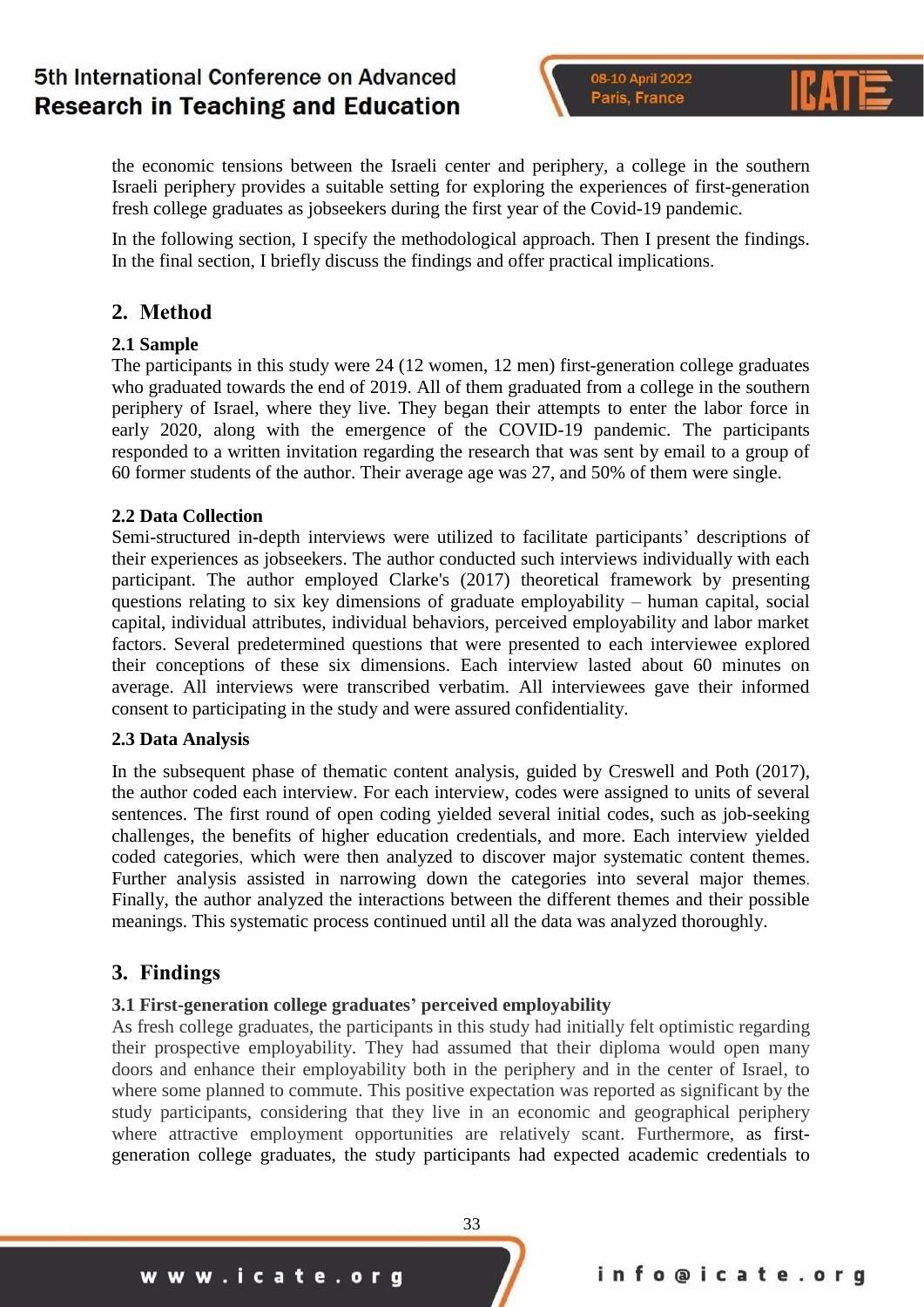the economic tensions between the Israeli center and periphery, a college in the southern Israeli periphery provides a suitable setting for exploring the experiences of first-generation fresh college graduates as jobseekers during the first year of the Covid-19 pandemic.

In the following section, I specify the methodological approach. Then I present the findings. In the final section, I briefly discuss the findings and offer practical implications.

## 2. Method

### 2.1 Sample

The participants in this study were 24 (12 women, 12 men) first-generation college graduates who graduated towards the end of 2019. All of them graduated from a college in the southern periphery of Israel, where they live. They began their attempts to enter the labor force in early 2020, along with the emergence of the COVID-19 pandemic. The participants responded to a written invitation regarding the research that was sent by email to a group of 60 former students of the author. Their average age was 27, and 50% of them were single.

### 2.2 Data Collection

Semi-structured in-depth interviews were utilized to facilitate participants' descriptions of their experiences as jobseekers. The author conducted such interviews individually with each participant. The author employed Clarke's (2017) theoretical framework by presenting questions relating to six key dimensions of graduate employability – human capital, social capital, individual attributes, individual behaviors, perceived employability and labor market factors. Several predetermined questions that were presented to each interviewee explored their conceptions of these six dimensions. Each interview lasted about 60 minutes on average. All interviews were transcribed verbatim. All interviewees gave their informed consent to participating in the study and were assured confidentiality.

### 2.3 Data Analysis

In the subsequent phase of thematic content analysis, guided by Creswell and Poth (2017), the author coded each interview. For each interview, codes were assigned to units of several sentences. The first round of open coding yielded several initial codes, such as job-seeking challenges, the benefits of higher education credentials, and more. Each interview yielded coded categories, which were then analyzed to discover major systematic content themes. Further analysis assisted in narrowing down the categories into several major themes. Finally, the author analyzed the interactions between the different themes and their possible meanings. This systematic process continued until all the data was analyzed thoroughly.

## 3. Findings

### 3.1 First-generation college graduates' perceived employability

As fresh college graduates, the participants in this study had initially felt optimistic regarding their prospective employability. They had assumed that their diploma would open many doors and enhance their employability both in the periphery and in the center of Israel, to where some planned to commute. This positive expectation was reported as significant by the study participants, considering that they live in an economic and geographical periphery where attractive employment opportunities are relatively scant. Furthermore, as first-generation college graduates, the study participants had expected academic credentials to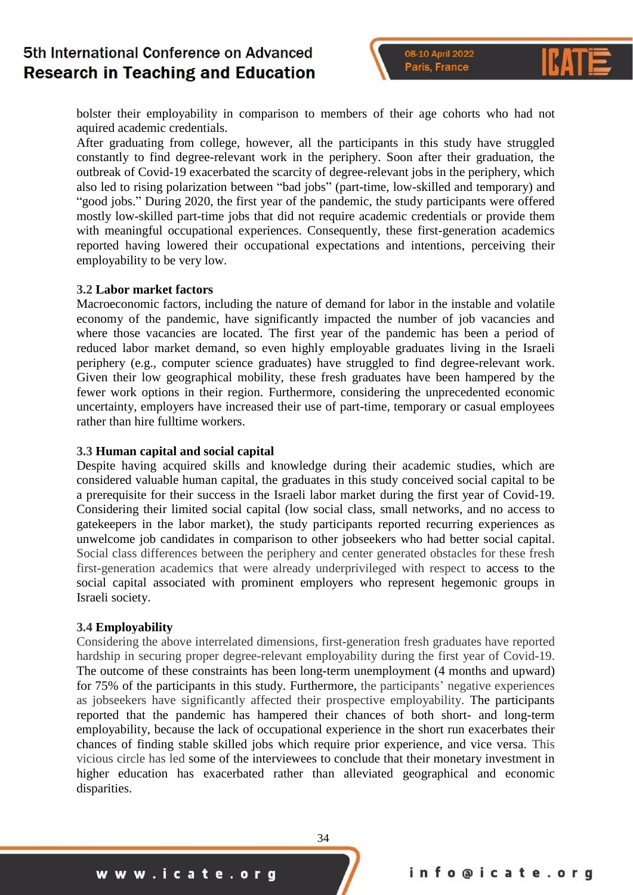bolster their employability in comparison to members of their age cohorts who had not aquired academic credentials.

After graduating from college, however, all the participants in this study have struggled constantly to find degree-relevant work in the periphery. Soon after their graduation, the outbreak of Covid-19 exacerbated the scarcity of degree-relevant jobs in the periphery, which also led to rising polarization between "bad jobs" (part-time, low-skilled and temporary) and "good jobs." During 2020, the first year of the pandemic, the study participants were offered mostly low-skilled part-time jobs that did not require academic credentials or provide them with meaningful occupational experiences. Consequently, these first-generation academics reported having lowered their occupational expectations and intentions, perceiving their employability to be very low.

### 3.2 Labor market factors

Macroeconomic factors, including the nature of demand for labor in the instable and volatile economy of the pandemic, have significantly impacted the number of job vacancies and where those vacancies are located. The first year of the pandemic has been a period of reduced labor market demand, so even highly employable graduates living in the Israeli periphery (e.g., computer science graduates) have struggled to find degree-relevant work. Given their low geographical mobility, these fresh graduates have been hampered by the fewer work options in their region. Furthermore, considering the unprecedented economic uncertainty, employers have increased their use of part-time, temporary or casual employees rather than hire fulltime workers.

### 3.3 Human capital and social capital

Despite having acquired skills and knowledge during their academic studies, which are considered valuable human capital, the graduates in this study conceived social capital to be a prerequisite for their success in the Israeli labor market during the first year of Covid-19. Considering their limited social capital (low social class, small networks, and no access to gatekeepers in the labor market), the study participants reported recurring experiences as unwelcome job candidates in comparison to other jobseekers who had better social capital. Social class differences between the periphery and center generated obstacles for these fresh first-generation academics that were already underprivileged with respect to access to the social capital associated with prominent employers who represent hegemonic groups in Israeli society.

### 3.4 Employability

Considering the above interrelated dimensions, first-generation fresh graduates have reported hardship in securing proper degree-relevant employability during the first year of Covid-19. The outcome of these constraints has been long-term unemployment (4 months and upward) for 75% of the participants in this study. Furthermore, the participants' negative experiences as jobseekers have significantly affected their prospective employability. The participants reported that the pandemic has hampered their chances of both short- and long-term employability, because the lack of occupational experience in the short run exacerbates their chances of finding stable skilled jobs which require prior experience, and vice versa. This vicious circle has led some of the interviewees to conclude that their monetary investment in higher education has exacerbated rather than alleviated geographical and economic disparities.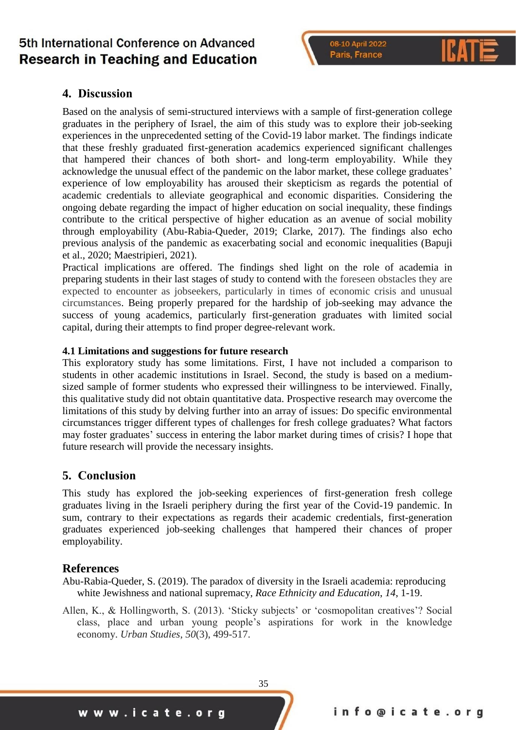## 4. Discussion

Based on the analysis of semi-structured interviews with a sample of first-generation college graduates in the periphery of Israel, the aim of this study was to explore their job-seeking experiences in the unprecedented setting of the Covid-19 labor market. The findings indicate that these freshly graduated first-generation academics experienced significant challenges that hampered their chances of both short- and long-term employability. While they acknowledge the unusual effect of the pandemic on the labor market, these college graduates' experience of low employability has aroused their skepticism as regards the potential of academic credentials to alleviate geographical and economic disparities. Considering the ongoing debate regarding the impact of higher education on social inequality, these findings contribute to the critical perspective of higher education as an avenue of social mobility through employability (Abu-Rabia-Queder, 2019; Clarke, 2017). The findings also echo previous analysis of the pandemic as exacerbating social and economic inequalities (Bapuji et al., 2020; Maestripieri, 2021).

Practical implications are offered. The findings shed light on the role of academia in preparing students in their last stages of study to contend with the foreseen obstacles they are expected to encounter as jobseekers, particularly in times of economic crisis and unusual circumstances. Being properly prepared for the hardship of job-seeking may advance the success of young academics, particularly first-generation graduates with limited social capital, during their attempts to find proper degree-relevant work.

### 4.1 Limitations and suggestions for future research

This exploratory study has some limitations. First, I have not included a comparison to students in other academic institutions in Israel. Second, the study is based on a medium-sized sample of former students who expressed their willingness to be interviewed. Finally, this qualitative study did not obtain quantitative data. Prospective research may overcome the limitations of this study by delving further into an array of issues: Do specific environmental circumstances trigger different types of challenges for fresh college graduates? What factors may foster graduates' success in entering the labor market during times of crisis? I hope that future research will provide the necessary insights.

## 5. Conclusion

This study has explored the job-seeking experiences of first-generation fresh college graduates living in the Israeli periphery during the first year of the Covid-19 pandemic. In sum, contrary to their expectations as regards their academic credentials, first-generation graduates experienced job-seeking challenges that hampered their chances of proper employability.

## References

Abu-Rabia-Queder, S. (2019). The paradox of diversity in the Israeli academia: reproducing white Jewishness and national supremacy, *Race Ethnicity and Education*, *14*, 1-19.

Allen, K., & Hollingworth, S. (2013). 'Sticky subjects' or 'cosmopolitan creatives'? Social class, place and urban young people's aspirations for work in the knowledge economy. *Urban Studies*, *50*(3), 499-517.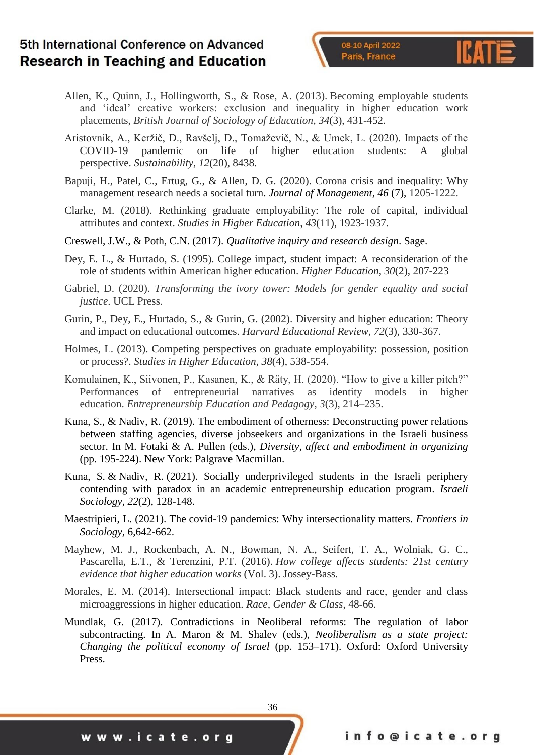Allen, K., Quinn, J., Hollingworth, S., & Rose, A. (2013). Becoming employable students and 'ideal' creative workers: exclusion and inequality in higher education work placements, *British Journal of Sociology of Education*, *34*(3), 431-452.

Aristovnik, A., Keržič, D., Ravšelj, D., Tomaževič, N., & Umek, L. (2020). Impacts of the COVID-19 pandemic on life of higher education students: A global perspective. *Sustainability*, *12*(20), 8438.

Bapuji, H., Patel, C., Ertug, G., & Allen, D. G. (2020). Corona crisis and inequality: Why management research needs a societal turn. *Journal of Management*, *46* (7), 1205-1222.

Clarke, M. (2018). Rethinking graduate employability: The role of capital, individual attributes and context. *Studies in Higher Education*, *43*(11), 1923-1937.

Creswell, J.W., & Poth, C.N. (2017). *Qualitative inquiry and research design*. Sage.

Dey, E. L., & Hurtado, S. (1995). College impact, student impact: A reconsideration of the role of students within American higher education. *Higher Education*, *30*(2), 207-223

Gabriel, D. (2020). *Transforming the ivory tower: Models for gender equality and social justice*. UCL Press.

Gurin, P., Dey, E., Hurtado, S., & Gurin, G. (2002). Diversity and higher education: Theory and impact on educational outcomes. *Harvard Educational Review*, *72*(3), 330-367.

Holmes, L. (2013). Competing perspectives on graduate employability: possession, position or process?. *Studies in Higher Education*, *38*(4), 538-554.

Komulainen, K., Siivonen, P., Kasanen, K., & Räty, H. (2020). "How to give a killer pitch?" Performances of entrepreneurial narratives as identity models in higher education. *Entrepreneurship Education and Pedagogy*, *3*(3), 214–235.

Kuna, S., & Nadiv, R. (2019). The embodiment of otherness: Deconstructing power relations between staffing agencies, diverse jobseekers and organizations in the Israeli business sector. In M. Fotaki & A. Pullen (eds.), *Diversity, affect and embodiment in organizing* (pp. 195-224). New York: Palgrave Macmillan.

Kuna, S. & Nadiv, R. (2021). Socially underprivileged students in the Israeli periphery contending with paradox in an academic entrepreneurship education program. *Israeli Sociology*, *22*(2), 128-148.

Maestripieri, L. (2021). The covid-19 pandemics: Why intersectionality matters. *Frontiers in Sociology*, 6,642-662.

Mayhew, M. J., Rockenbach, A. N., Bowman, N. A., Seifert, T. A., Wolniak, G. C., Pascarella, E.T., & Terenzini, P.T. (2016). *How college affects students: 21st century evidence that higher education works* (Vol. 3). Jossey-Bass.

Morales, E. M. (2014). Intersectional impact: Black students and race, gender and class microaggressions in higher education. *Race, Gender & Class*, 48-66.

Mundlak, G. (2017). Contradictions in Neoliberal reforms: The regulation of labor subcontracting. In A. Maron & M. Shalev (eds.), *Neoliberalism as a state project: Changing the political economy of Israel* (pp. 153–171). Oxford: Oxford University Press.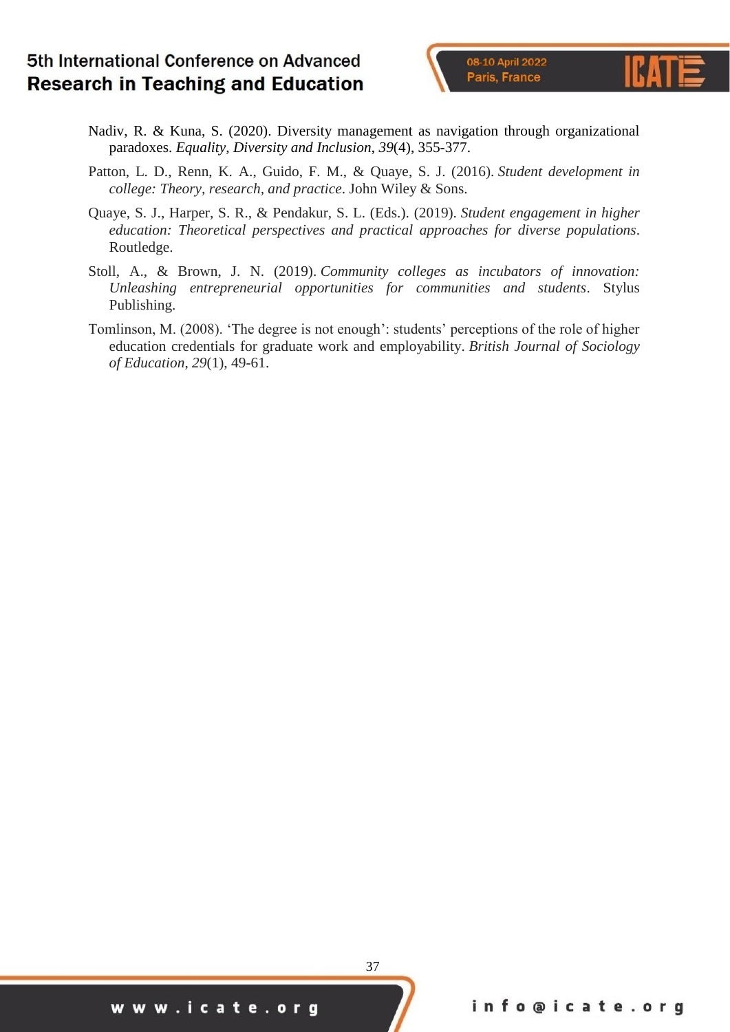Nadiv, R. & Kuna, S. (2020). Diversity management as navigation through organizational paradoxes. *Equality, Diversity and Inclusion*, *39*(4), 355-377.

Patton, L. D., Renn, K. A., Guido, F. M., & Quaye, S. J. (2016). *Student development in college: Theory, research, and practice*. John Wiley & Sons.

Quaye, S. J., Harper, S. R., & Pendakur, S. L. (Eds.). (2019). *Student engagement in higher education: Theoretical perspectives and practical approaches for diverse populations*. Routledge.

Stoll, A., & Brown, J. N. (2019). *Community colleges as incubators of innovation: Unleashing entrepreneurial opportunities for communities and students*. Stylus Publishing.

Tomlinson, M. (2008). 'The degree is not enough': students' perceptions of the role of higher education credentials for graduate work and employability. *British Journal of Sociology of Education*, *29*(1), 49-61.